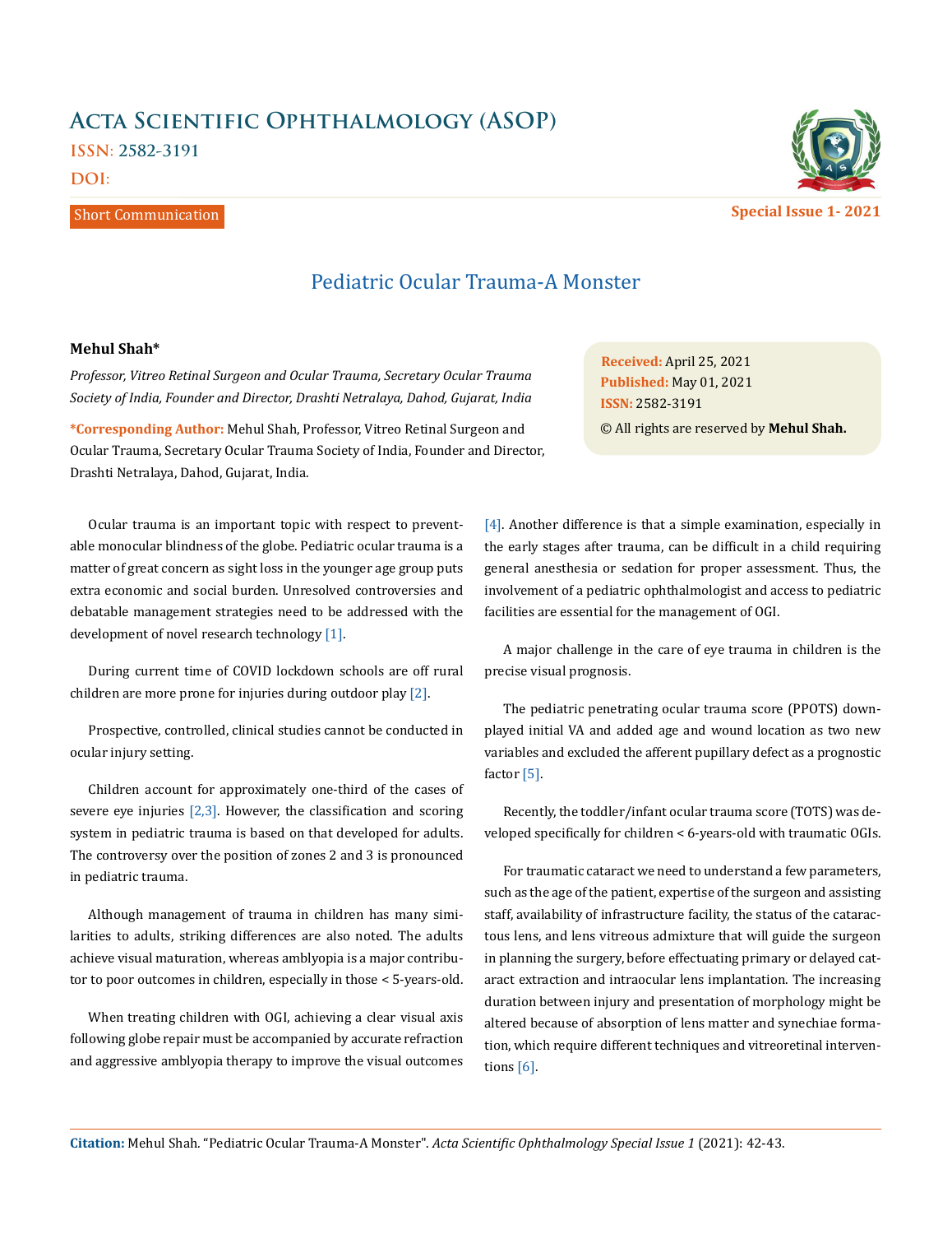# Acta Scientific Ophthalmology (ASOP)

ISSN: 2582-3191

DOI:

Short Communication

Special Issue 1- 2021

## Pediatric Ocular Trauma-A Monster

**Mehul Shah***

*Professor, Vitreo Retinal Surgeon and Ocular Trauma, Secretary Ocular Trauma Society of India, Founder and Director, Drashti Netralaya, Dahod, Gujarat, India*

**\*Corresponding Author:** Mehul Shah, Professor, Vitreo Retinal Surgeon and Ocular Trauma, Secretary Ocular Trauma Society of India, Founder and Director, Drashti Netralaya, Dahod, Gujarat, India.

**Received:** April 25, 2021
**Published:** May 01, 2021
**ISSN:** 2582-3191
© All rights are reserved by **Mehul Shah.**

Ocular trauma is an important topic with respect to preventable monocular blindness of the globe. Pediatric ocular trauma is a matter of great concern as sight loss in the younger age group puts extra economic and social burden. Unresolved controversies and debatable management strategies need to be addressed with the development of novel research technology [1].

During current time of COVID lockdown schools are off rural children are more prone for injuries during outdoor play [2].

Prospective, controlled, clinical studies cannot be conducted in ocular injury setting.

Children account for approximately one-third of the cases of severe eye injuries [2,3]. However, the classification and scoring system in pediatric trauma is based on that developed for adults. The controversy over the position of zones 2 and 3 is pronounced in pediatric trauma.

Although management of trauma in children has many similarities to adults, striking differences are also noted. The adults achieve visual maturation, whereas amblyopia is a major contributor to poor outcomes in children, especially in those < 5-years-old.

When treating children with OGI, achieving a clear visual axis following globe repair must be accompanied by accurate refraction and aggressive amblyopia therapy to improve the visual outcomes [4]. Another difference is that a simple examination, especially in the early stages after trauma, can be difficult in a child requiring general anesthesia or sedation for proper assessment. Thus, the involvement of a pediatric ophthalmologist and access to pediatric facilities are essential for the management of OGI.

A major challenge in the care of eye trauma in children is the precise visual prognosis.

The pediatric penetrating ocular trauma score (PPOTS) downplayed initial VA and added age and wound location as two new variables and excluded the afferent pupillary defect as a prognostic factor [5].

Recently, the toddler/infant ocular trauma score (TOTS) was developed specifically for children < 6-years-old with traumatic OGIs.

For traumatic cataract we need to understand a few parameters, such as the age of the patient, expertise of the surgeon and assisting staff, availability of infrastructure facility, the status of the cataractous lens, and lens vitreous admixture that will guide the surgeon in planning the surgery, before effectuating primary or delayed cataract extraction and intraocular lens implantation. The increasing duration between injury and presentation of morphology might be altered because of absorption of lens matter and synechiae formation, which require different techniques and vitreoretinal interventions [6].

**Citation:** Mehul Shah. "Pediatric Ocular Trauma-A Monster". *Acta Scientific Ophthalmology Special Issue 1* (2021): 42-43.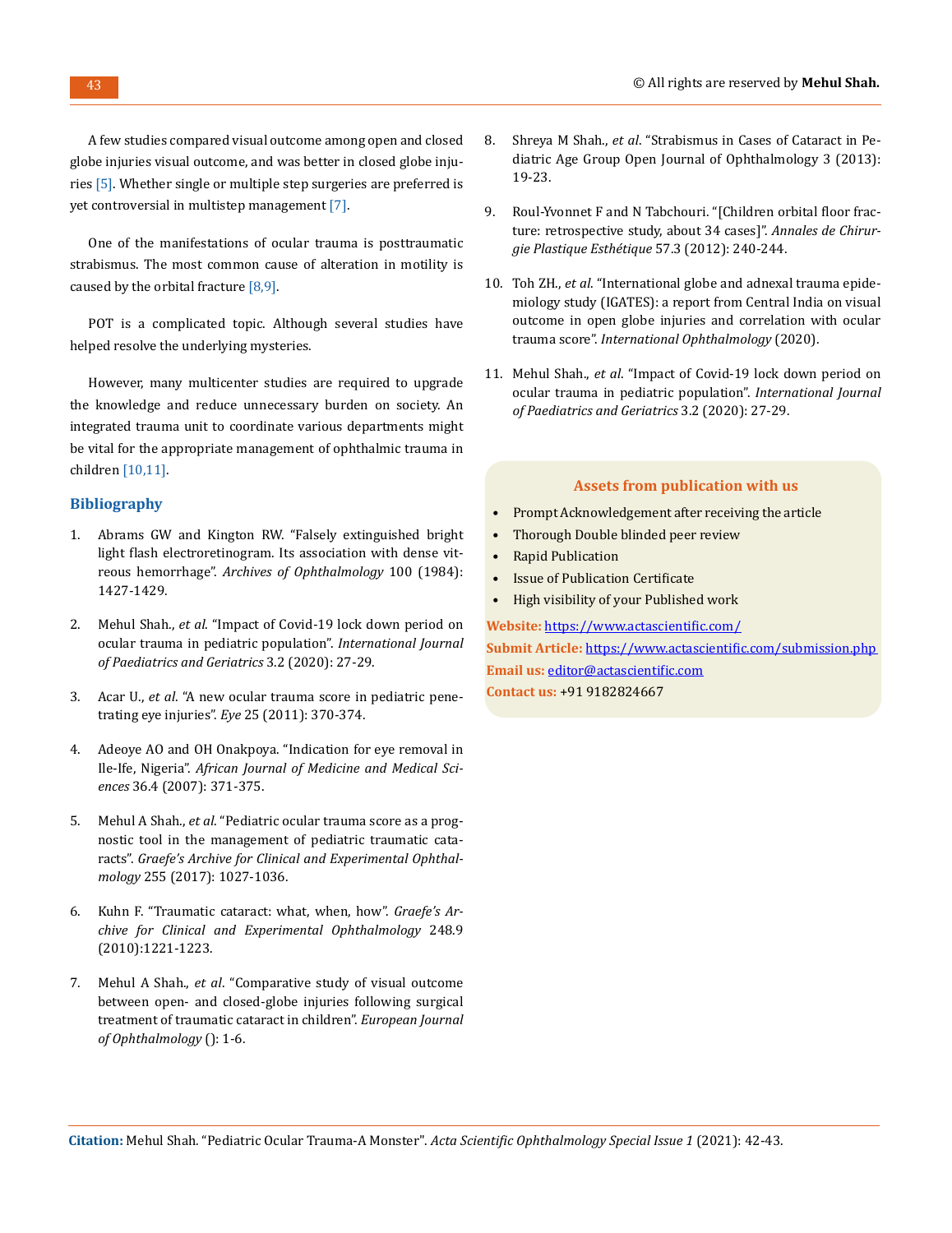A few studies compared visual outcome among open and closed globe injuries visual outcome, and was better in closed globe injuries [5]. Whether single or multiple step surgeries are preferred is yet controversial in multistep management [7].

One of the manifestations of ocular trauma is posttraumatic strabismus. The most common cause of alteration in motility is caused by the orbital fracture [8,9].

POT is a complicated topic. Although several studies have helped resolve the underlying mysteries.

However, many multicenter studies are required to upgrade the knowledge and reduce unnecessary burden on society. An integrated trauma unit to coordinate various departments might be vital for the appropriate management of ophthalmic trauma in children [10,11].

## Bibliography

1. Abrams GW and Kington RW. "Falsely extinguished bright light flash electroretinogram. Its association with dense vitreous hemorrhage". *Archives of Ophthalmology* 100 (1984): 1427-1429.
2. Mehul Shah., *et al*. "Impact of Covid-19 lock down period on ocular trauma in pediatric population". *International Journal of Paediatrics and Geriatrics* 3.2 (2020): 27-29.
3. Acar U., *et al*. "A new ocular trauma score in pediatric penetrating eye injuries". *Eye* 25 (2011): 370-374.
4. Adeoye AO and OH Onakpoya. "Indication for eye removal in Ile-Ife, Nigeria". *African Journal of Medicine and Medical Sciences* 36.4 (2007): 371-375.
5. Mehul A Shah., *et al*. "Pediatric ocular trauma score as a prognostic tool in the management of pediatric traumatic cataracts". *Graefe's Archive for Clinical and Experimental Ophthalmology* 255 (2017): 1027-1036.
6. Kuhn F. "Traumatic cataract: what, when, how". *Graefe's Archive for Clinical and Experimental Ophthalmology* 248.9 (2010):1221-1223.
7. Mehul A Shah., *et al*. "Comparative study of visual outcome between open- and closed-globe injuries following surgical treatment of traumatic cataract in children". *European Journal of Ophthalmology* (): 1-6.
8. Shreya M Shah., *et al*. "Strabismus in Cases of Cataract in Pediatric Age Group Open Journal of Ophthalmology 3 (2013): 19-23.
9. Roul-Yvonnet F and N Tabchouri. "[Children orbital floor fracture: retrospective study, about 34 cases]". *Annales de Chirurgie Plastique Esthétique* 57.3 (2012): 240-244.
10. Toh ZH., *et al*. "International globe and adnexal trauma epidemiology study (IGATES): a report from Central India on visual outcome in open globe injuries and correlation with ocular trauma score". *International Ophthalmology* (2020).
11. Mehul Shah., *et al*. "Impact of Covid-19 lock down period on ocular trauma in pediatric population". *International Journal of Paediatrics and Geriatrics* 3.2 (2020): 27-29.

**Assets from publication with us**

- Prompt Acknowledgement after receiving the article
- Thorough Double blinded peer review
- Rapid Publication
- Issue of Publication Certificate
- High visibility of your Published work

**Website:** https://www.actascientific.com/
**Submit Article:** https://www.actascientific.com/submission.php
**Email us:** editor@actascientific.com
**Contact us:** +91 9182824667